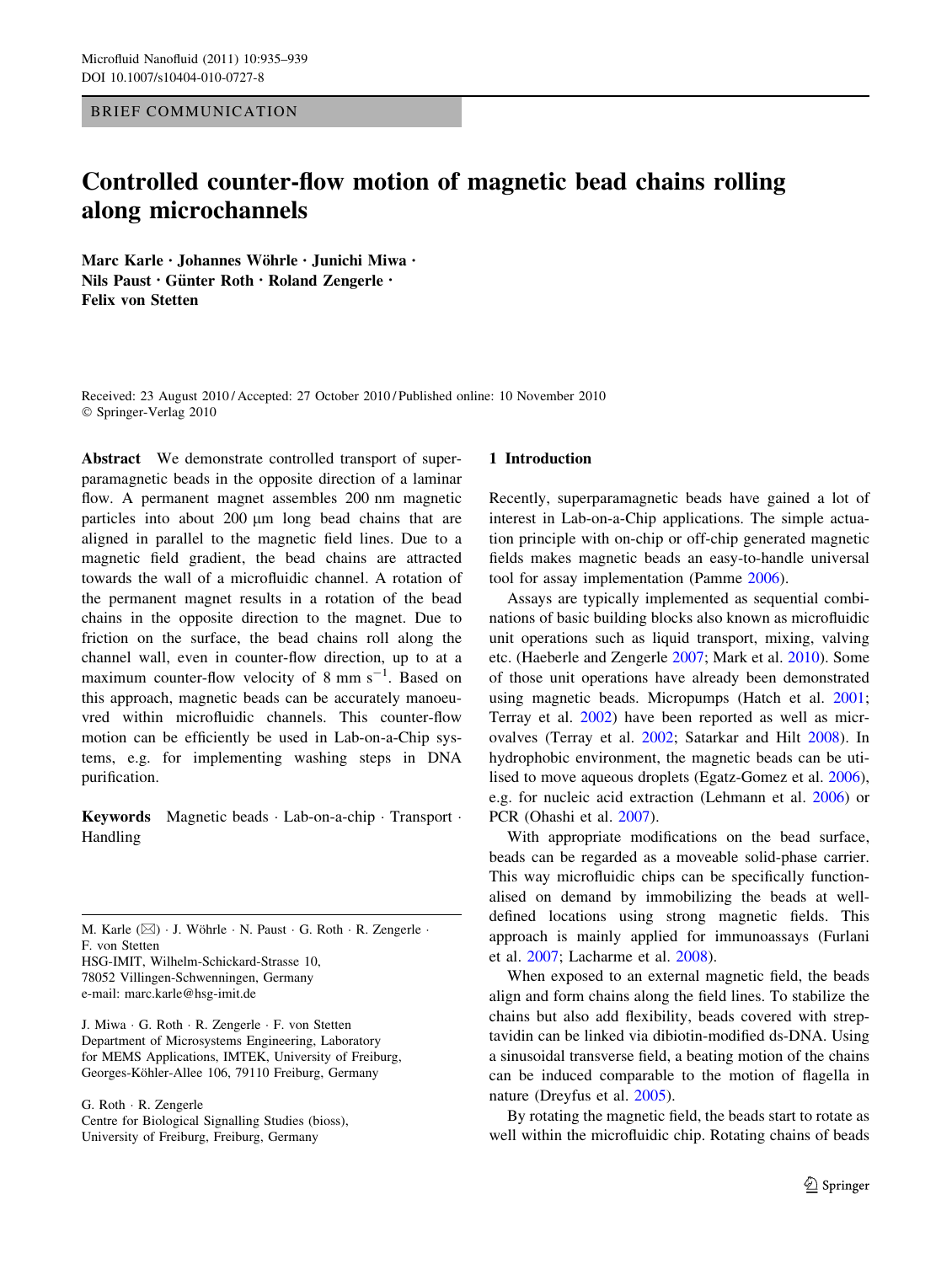BRIEF COMMUNICATION

# Controlled counter-flow motion of magnetic bead chains rolling along microchannels

**Marc Karle · Johannes Wöhrle · Junichi Miwa · Nils Paust · Günter Roth · Roland Zengerle · Felix von Stetten**

Received: 23 August 2010 / Accepted: 27 October 2010 / Published online: 10 November 2010
© Springer-Verlag 2010

**Abstract** We demonstrate controlled transport of superparamagnetic beads in the opposite direction of a laminar flow. A permanent magnet assembles 200 nm magnetic particles into about 200 μm long bead chains that are aligned in parallel to the magnetic field lines. Due to a magnetic field gradient, the bead chains are attracted towards the wall of a microfluidic channel. A rotation of the permanent magnet results in a rotation of the bead chains in the opposite direction to the magnet. Due to friction on the surface, the bead chains roll along the channel wall, even in counter-flow direction, up to at a maximum counter-flow velocity of 8 mm $s^{-1}$. Based on this approach, magnetic beads can be accurately manoeuvred within microfluidic channels. This counter-flow motion can be efficiently be used in Lab-on-a-Chip systems, e.g. for implementing washing steps in DNA purification.

**Keywords** Magnetic beads · Lab-on-a-chip · Transport · Handling

M. Karle (✉) · J. Wöhrle · N. Paust · G. Roth · R. Zengerle · F. von Stetten
HSG-IMIT, Wilhelm-Schickard-Strasse 10, 78052 Villingen-Schwenningen, Germany
e-mail: marc.karle@hsg-imit.de

J. Miwa · G. Roth · R. Zengerle · F. von Stetten
Department of Microsystems Engineering, Laboratory for MEMS Applications, IMTEK, University of Freiburg, Georges-Köhler-Allee 106, 79110 Freiburg, Germany

G. Roth · R. Zengerle
Centre for Biological Signalling Studies (bioss), University of Freiburg, Freiburg, Germany

## 1 Introduction

Recently, superparamagnetic beads have gained a lot of interest in Lab-on-a-Chip applications. The simple actuation principle with on-chip or off-chip generated magnetic fields makes magnetic beads an easy-to-handle universal tool for assay implementation (Pamme 2006).

Assays are typically implemented as sequential combinations of basic building blocks also known as microfluidic unit operations such as liquid transport, mixing, valving etc. (Haeberle and Zengerle 2007; Mark et al. 2010). Some of those unit operations have already been demonstrated using magnetic beads. Micropumps (Hatch et al. 2001; Terray et al. 2002) have been reported as well as microvalves (Terray et al. 2002; Satarkar and Hilt 2008). In hydrophobic environment, the magnetic beads can be utilised to move aqueous droplets (Egatz-Gomez et al. 2006), e.g. for nucleic acid extraction (Lehmann et al. 2006) or PCR (Ohashi et al. 2007).

With appropriate modifications on the bead surface, beads can be regarded as a moveable solid-phase carrier. This way microfluidic chips can be specifically functionalised on demand by immobilizing the beads at well-defined locations using strong magnetic fields. This approach is mainly applied for immunoassays (Furlani et al. 2007; Lacharme et al. 2008).

When exposed to an external magnetic field, the beads align and form chains along the field lines. To stabilize the chains but also add flexibility, beads covered with streptavidin can be linked via dibiotin-modified ds-DNA. Using a sinusoidal transverse field, a beating motion of the chains can be induced comparable to the motion of flagella in nature (Dreyfus et al. 2005).

By rotating the magnetic field, the beads start to rotate as well within the microfluidic chip. Rotating chains of beads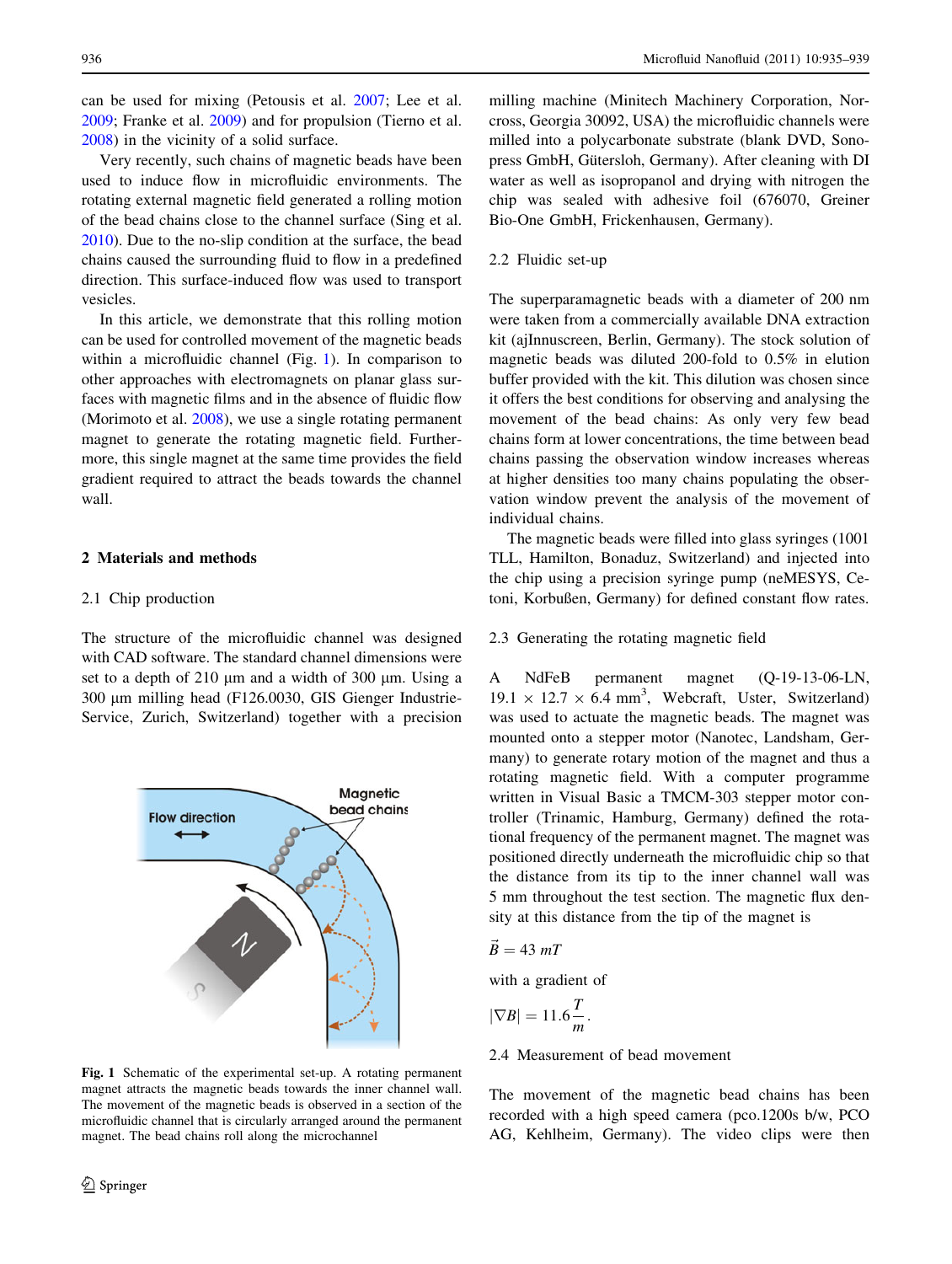can be used for mixing (Petousis et al. 2007; Lee et al. 2009; Franke et al. 2009) and for propulsion (Tierno et al. 2008) in the vicinity of a solid surface.

Very recently, such chains of magnetic beads have been used to induce flow in microfluidic environments. The rotating external magnetic field generated a rolling motion of the bead chains close to the channel surface (Sing et al. 2010). Due to the no-slip condition at the surface, the bead chains caused the surrounding fluid to flow in a predefined direction. This surface-induced flow was used to transport vesicles.

In this article, we demonstrate that this rolling motion can be used for controlled movement of the magnetic beads within a microfluidic channel (Fig. 1). In comparison to other approaches with electromagnets on planar glass surfaces with magnetic films and in the absence of fluidic flow (Morimoto et al. 2008), we use a single rotating permanent magnet to generate the rotating magnetic field. Furthermore, this single magnet at the same time provides the field gradient required to attract the beads towards the channel wall.

## 2 Materials and methods

### 2.1 Chip production

The structure of the microfluidic channel was designed with CAD software. The standard channel dimensions were set to a depth of 210 µm and a width of 300 µm. Using a 300 µm milling head (F126.0030, GIS Gienger Industrie-Service, Zurich, Switzerland) together with a precision milling machine (Minitech Machinery Corporation, Norcross, Georgia 30092, USA) the microfluidic channels were milled into a polycarbonate substrate (blank DVD, Sonopress GmbH, Gütersloh, Germany). After cleaning with DI water as well as isopropanol and drying with nitrogen the chip was sealed with adhesive foil (676070, Greiner Bio-One GmbH, Frickenhausen, Germany).

Fig. 1 Schematic of the experimental set-up. A rotating permanent magnet attracts the magnetic beads towards the inner channel wall. The movement of the magnetic beads is observed in a section of the microfluidic channel that is circularly arranged around the permanent magnet. The bead chains roll along the microchannel

### 2.2 Fluidic set-up

The superparamagnetic beads with a diameter of 200 nm were taken from a commercially available DNA extraction kit (ajInnuscreen, Berlin, Germany). The stock solution of magnetic beads was diluted 200-fold to 0.5% in elution buffer provided with the kit. This dilution was chosen since it offers the best conditions for observing and analysing the movement of the bead chains: As only very few bead chains form at lower concentrations, the time between bead chains passing the observation window increases whereas at higher densities too many chains populating the observation window prevent the analysis of the movement of individual chains.

The magnetic beads were filled into glass syringes (1001 TLL, Hamilton, Bonaduz, Switzerland) and injected into the chip using a precision syringe pump (neMESYS, Cetoni, Korbußen, Germany) for defined constant flow rates.

### 2.3 Generating the rotating magnetic field

A NdFeB permanent magnet (Q-19-13-06-LN, 19.1 × 12.7 × 6.4 mm$^3$, Webcraft, Uster, Switzerland) was used to actuate the magnetic beads. The magnet was mounted onto a stepper motor (Nanotec, Landsham, Germany) to generate rotary motion of the magnet and thus a rotating magnetic field. With a computer programme written in Visual Basic a TMCM-303 stepper motor controller (Trinamic, Hamburg, Germany) defined the rotational frequency of the permanent magnet. The magnet was positioned directly underneath the microfluidic chip so that the distance from its tip to the inner channel wall was 5 mm throughout the test section. The magnetic flux density at this distance from the tip of the magnet is

$$\vec{B} = 43\ mT$$

with a gradient of

$$|\nabla B| = 11.6 \frac{T}{m}.$$

### 2.4 Measurement of bead movement

The movement of the magnetic bead chains has been recorded with a high speed camera (pco.1200s b/w, PCO AG, Kehlheim, Germany). The video clips were then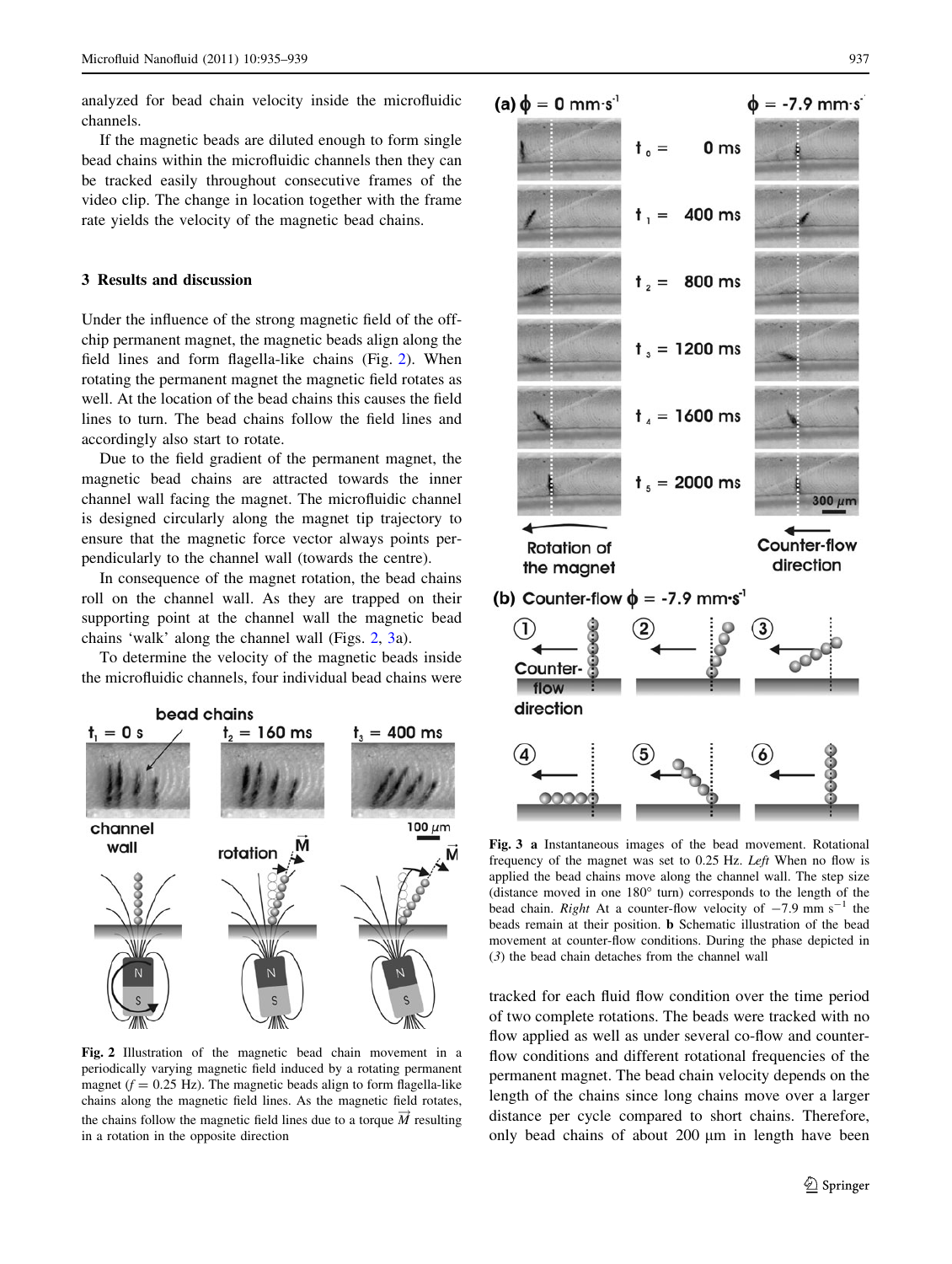analyzed for bead chain velocity inside the microfluidic channels.

If the magnetic beads are diluted enough to form single bead chains within the microfluidic channels then they can be tracked easily throughout consecutive frames of the video clip. The change in location together with the frame rate yields the velocity of the magnetic bead chains.

## 3 Results and discussion

Under the influence of the strong magnetic field of the off-chip permanent magnet, the magnetic beads align along the field lines and form flagella-like chains (Fig. 2). When rotating the permanent magnet the magnetic field rotates as well. At the location of the bead chains this causes the field lines to turn. The bead chains follow the field lines and accordingly also start to rotate.

Due to the field gradient of the permanent magnet, the magnetic bead chains are attracted towards the inner channel wall facing the magnet. The microfluidic channel is designed circularly along the magnet tip trajectory to ensure that the magnetic force vector always points perpendicularly to the channel wall (towards the centre).

In consequence of the magnet rotation, the bead chains roll on the channel wall. As they are trapped on their supporting point at the channel wall the magnetic bead chains 'walk' along the channel wall (Figs. 2, 3a).

To determine the velocity of the magnetic beads inside the microfluidic channels, four individual bead chains were tracked for each fluid flow condition over the time period of two complete rotations. The beads were tracked with no flow applied as well as under several co-flow and counter-flow conditions and different rotational frequencies of the permanent magnet. The bead chain velocity depends on the length of the chains since long chains move over a larger distance per cycle compared to short chains. Therefore, only bead chains of about 200 μm in length have been

**Fig. 2** Illustration of the magnetic bead chain movement in a periodically varying magnetic field induced by a rotating permanent magnet ($f = 0.25$ Hz). The magnetic beads align to form flagella-like chains along the magnetic field lines. As the magnetic field rotates, the chains follow the magnetic field lines due to a torque $\vec{M}$ resulting in a rotation in the opposite direction

**Fig. 3** **a** Instantaneous images of the bead movement. Rotational frequency of the magnet was set to 0.25 Hz. *Left* When no flow is applied the bead chains move along the channel wall. The step size (distance moved in one 180° turn) corresponds to the length of the bead chain. *Right* At a counter-flow velocity of $-7.9$ mm s$^{-1}$ the beads remain at their position. **b** Schematic illustration of the bead movement at counter-flow conditions. During the phase depicted in (*3*) the bead chain detaches from the channel wall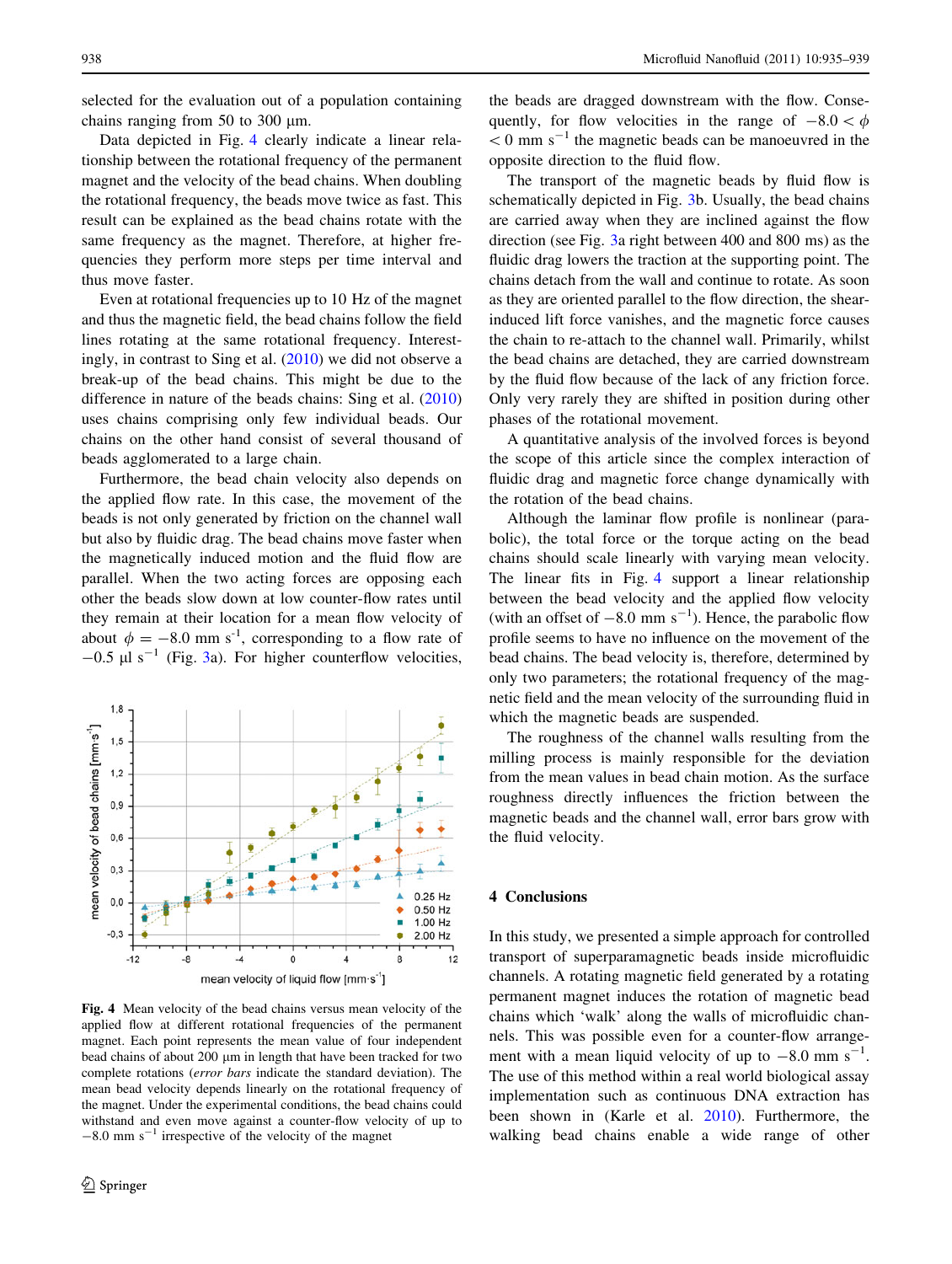selected for the evaluation out of a population containing chains ranging from 50 to 300 µm.

Data depicted in Fig. 4 clearly indicate a linear relationship between the rotational frequency of the permanent magnet and the velocity of the bead chains. When doubling the rotational frequency, the beads move twice as fast. This result can be explained as the bead chains rotate with the same frequency as the magnet. Therefore, at higher frequencies they perform more steps per time interval and thus move faster.

Even at rotational frequencies up to 10 Hz of the magnet and thus the magnetic field, the bead chains follow the field lines rotating at the same rotational frequency. Interestingly, in contrast to Sing et al. (2010) we did not observe a break-up of the bead chains. This might be due to the difference in nature of the beads chains: Sing et al. (2010) uses chains comprising only few individual beads. Our chains on the other hand consist of several thousand of beads agglomerated to a large chain.

Furthermore, the bead chain velocity also depends on the applied flow rate. In this case, the movement of the beads is not only generated by friction on the channel wall but also by fluidic drag. The bead chains move faster when the magnetically induced motion and the fluid flow are parallel. When the two acting forces are opposing each other the beads slow down at low counter-flow rates until they remain at their location for a mean flow velocity of about $\phi = -8.0$ mm s$^{-1}$, corresponding to a flow rate of $-0.5$ µl s$^{-1}$ (Fig. 3a). For higher counterflow velocities, the beads are dragged downstream with the flow. Consequently, for flow velocities in the range of $-8.0 < \phi < 0$ mm s$^{-1}$ the magnetic beads can be manoeuvred in the opposite direction to the fluid flow.

The transport of the magnetic beads by fluid flow is schematically depicted in Fig. 3b. Usually, the bead chains are carried away when they are inclined against the flow direction (see Fig. 3a right between 400 and 800 ms) as the fluidic drag lowers the traction at the supporting point. The chains detach from the wall and continue to rotate. As soon as they are oriented parallel to the flow direction, the shear-induced lift force vanishes, and the magnetic force causes the chain to re-attach to the channel wall. Primarily, whilst the bead chains are detached, they are carried downstream by the fluid flow because of the lack of any friction force. Only very rarely they are shifted in position during other phases of the rotational movement.

A quantitative analysis of the involved forces is beyond the scope of this article since the complex interaction of fluidic drag and magnetic force change dynamically with the rotation of the bead chains.

Although the laminar flow profile is nonlinear (parabolic), the total force or the torque acting on the bead chains should scale linearly with varying mean velocity. The linear fits in Fig. 4 support a linear relationship between the bead velocity and the applied flow velocity (with an offset of $-8.0$ mm s$^{-1}$). Hence, the parabolic flow profile seems to have no influence on the movement of the bead chains. The bead velocity is, therefore, determined by only two parameters; the rotational frequency of the magnetic field and the mean velocity of the surrounding fluid in which the magnetic beads are suspended.

The roughness of the channel walls resulting from the milling process is mainly responsible for the deviation from the mean values in bead chain motion. As the surface roughness directly influences the friction between the magnetic beads and the channel wall, error bars grow with the fluid velocity.

**Fig. 4** Mean velocity of the bead chains versus mean velocity of the applied flow at different rotational frequencies of the permanent magnet. Each point represents the mean value of four independent bead chains of about 200 µm in length that have been tracked for two complete rotations (*error bars* indicate the standard deviation). The mean bead velocity depends linearly on the rotational frequency of the magnet. Under the experimental conditions, the bead chains could withstand and even move against a counter-flow velocity of up to $-8.0$ mm s$^{-1}$ irrespective of the velocity of the magnet

## 4 Conclusions

In this study, we presented a simple approach for controlled transport of superparamagnetic beads inside microfluidic channels. A rotating magnetic field generated by a rotating permanent magnet induces the rotation of magnetic bead chains which 'walk' along the walls of microfluidic channels. This was possible even for a counter-flow arrangement with a mean liquid velocity of up to $-8.0$ mm s$^{-1}$. The use of this method within a real world biological assay implementation such as continuous DNA extraction has been shown in (Karle et al. 2010). Furthermore, the walking bead chains enable a wide range of other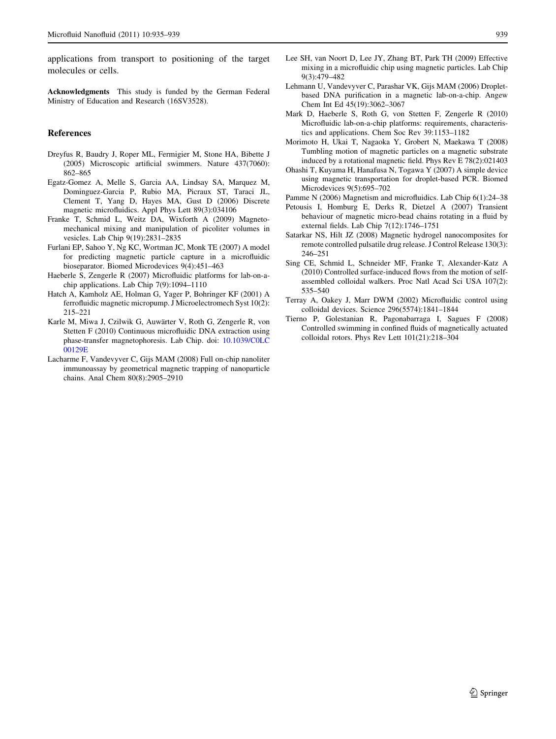applications from transport to positioning of the target molecules or cells.

**Acknowledgments** This study is funded by the German Federal Ministry of Education and Research (16SV3528).

## References

Dreyfus R, Baudry J, Roper ML, Fermigier M, Stone HA, Bibette J (2005) Microscopic artificial swimmers. Nature 437(7060): 862–865

Egatz-Gomez A, Melle S, Garcia AA, Lindsay SA, Marquez M, Dominguez-Garcia P, Rubio MA, Picraux ST, Taraci JL, Clement T, Yang D, Hayes MA, Gust D (2006) Discrete magnetic microfluidics. Appl Phys Lett 89(3):034106

Franke T, Schmid L, Weitz DA, Wixforth A (2009) Magneto-mechanical mixing and manipulation of picoliter volumes in vesicles. Lab Chip 9(19):2831–2835

Furlani EP, Sahoo Y, Ng KC, Wortman JC, Monk TE (2007) A model for predicting magnetic particle capture in a microfluidic bioseparator. Biomed Microdevices 9(4):451–463

Haeberle S, Zengerle R (2007) Microfluidic platforms for lab-on-a-chip applications. Lab Chip 7(9):1094–1110

Hatch A, Kamholz AE, Holman G, Yager P, Bohringer KF (2001) A ferrofluidic magnetic micropump. J Microelectromech Syst 10(2): 215–221

Karle M, Miwa J, Czilwik G, Auwärter V, Roth G, Zengerle R, von Stetten F (2010) Continuous microfluidic DNA extraction using phase-transfer magnetophoresis. Lab Chip. doi: 10.1039/C0LC00129E

Lacharme F, Vandevyver C, Gijs MAM (2008) Full on-chip nanoliter immunoassay by geometrical magnetic trapping of nanoparticle chains. Anal Chem 80(8):2905–2910

Lee SH, van Noort D, Lee JY, Zhang BT, Park TH (2009) Effective mixing in a microfluidic chip using magnetic particles. Lab Chip 9(3):479–482

Lehmann U, Vandevyver C, Parashar VK, Gijs MAM (2006) Droplet-based DNA purification in a magnetic lab-on-a-chip. Angew Chem Int Ed 45(19):3062–3067

Mark D, Haeberle S, Roth G, von Stetten F, Zengerle R (2010) Microfluidic lab-on-a-chip platforms: requirements, characteristics and applications. Chem Soc Rev 39:1153–1182

Morimoto H, Ukai T, Nagaoka Y, Grobert N, Maekawa T (2008) Tumbling motion of magnetic particles on a magnetic substrate induced by a rotational magnetic field. Phys Rev E 78(2):021403

Ohashi T, Kuyama H, Hanafusa N, Togawa Y (2007) A simple device using magnetic transportation for droplet-based PCR. Biomed Microdevices 9(5):695–702

Pamme N (2006) Magnetism and microfluidics. Lab Chip 6(1):24–38

Petousis I, Homburg E, Derks R, Dietzel A (2007) Transient behaviour of magnetic micro-bead chains rotating in a fluid by external fields. Lab Chip 7(12):1746–1751

Satarkar NS, Hilt JZ (2008) Magnetic hydrogel nanocomposites for remote controlled pulsatile drug release. J Control Release 130(3): 246–251

Sing CE, Schmid L, Schneider MF, Franke T, Alexander-Katz A (2010) Controlled surface-induced flows from the motion of self-assembled colloidal walkers. Proc Natl Acad Sci USA 107(2): 535–540

Terray A, Oakey J, Marr DWM (2002) Microfluidic control using colloidal devices. Science 296(5574):1841–1844

Tierno P, Golestanian R, Pagonabarraga I, Sagues F (2008) Controlled swimming in confined fluids of magnetically actuated colloidal rotors. Phys Rev Lett 101(21):218–304